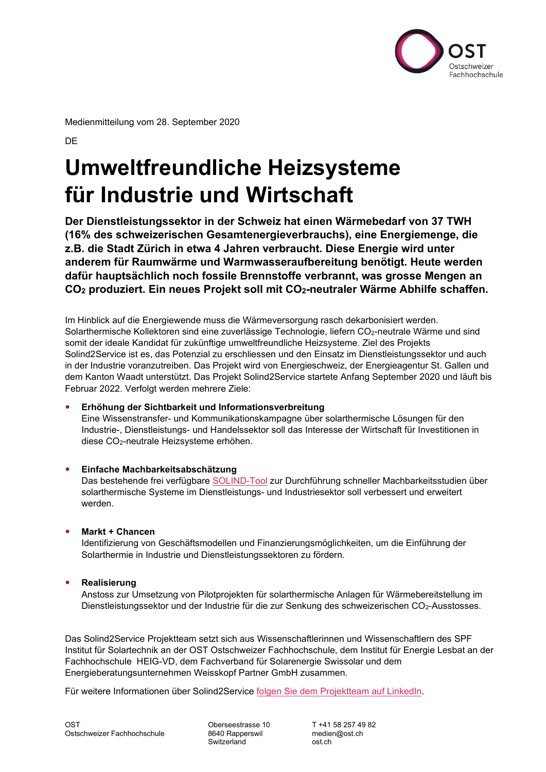Medienmitteilung vom 28. September 2020

DE

# Umweltfreundliche Heizsysteme für Industrie und Wirtschaft

**Der Dienstleistungssektor in der Schweiz hat einen Wärmebedarf von 37 TWH (16% des schweizerischen Gesamtenergieverbrauchs), eine Energiemenge, die z.B. die Stadt Zürich in etwa 4 Jahren verbraucht. Diese Energie wird unter anderem für Raumwärme und Warmwasseraufbereitung benötigt. Heute werden dafür hauptsächlich noch fossile Brennstoffe verbrannt, was grosse Mengen an $CO_2$ produziert. Ein neues Projekt soll mit $CO_2$-neutraler Wärme Abhilfe schaffen.**

Im Hinblick auf die Energiewende muss die Wärmeversorgung rasch dekarbonisiert werden. Solarthermische Kollektoren sind eine zuverlässige Technologie, liefern $CO_2$-neutrale Wärme und sind somit der ideale Kandidat für zukünftige umweltfreundliche Heizsysteme. Ziel des Projekts Solind2Service ist es, das Potenzial zu erschliessen und den Einsatz im Dienstleistungssektor und auch in der Industrie voranzutreiben. Das Projekt wird von Energieschweiz, der Energieagentur St. Gallen und dem Kanton Waadt unterstützt. Das Projekt Solind2Service startete Anfang September 2020 und läuft bis Februar 2022. Verfolgt werden mehrere Ziele:

- **Erhöhung der Sichtbarkeit und Informationsverbreitung**
  Eine Wissenstransfer- und Kommunikationskampagne über solarthermische Lösungen für den Industrie-, Dienstleistungs- und Handelssektor soll das Interesse der Wirtschaft für Investitionen in diese $CO_2$-neutrale Heizsysteme erhöhen.

- **Einfache Machbarkeitsabschätzung**
  Das bestehende frei verfügbare SOLIND-Tool zur Durchführung schneller Machbarkeitsstudien über solarthermische Systeme im Dienstleistungs- und Industriesektor soll verbessert und erweitert werden.

- **Markt + Chancen**
  Identifizierung von Geschäftsmodellen und Finanzierungsmöglichkeiten, um die Einführung der Solarthermie in Industrie und Dienstleistungssektoren zu fördern.

- **Realisierung**
  Anstoss zur Umsetzung von Pilotprojekten für solarthermische Anlagen für Wärmebereitstellung im Dienstleistungssektor und der Industrie für die zur Senkung des schweizerischen $CO_2$-Ausstosses.

Das Solind2Service Projektteam setzt sich aus Wissenschaftlerinnen und Wissenschaftlern des SPF Institut für Solartechnik an der OST Ostschweizer Fachhochschule, dem Institut für Energie Lesbat an der Fachhochschule HEIG-VD, dem Fachverband für Solarenergie Swissolar und dem Energieberatungsunternehmen Weisskopf Partner GmbH zusammen.

Für weitere Informationen über Solind2Service folgen Sie dem Projektteam auf LinkedIn.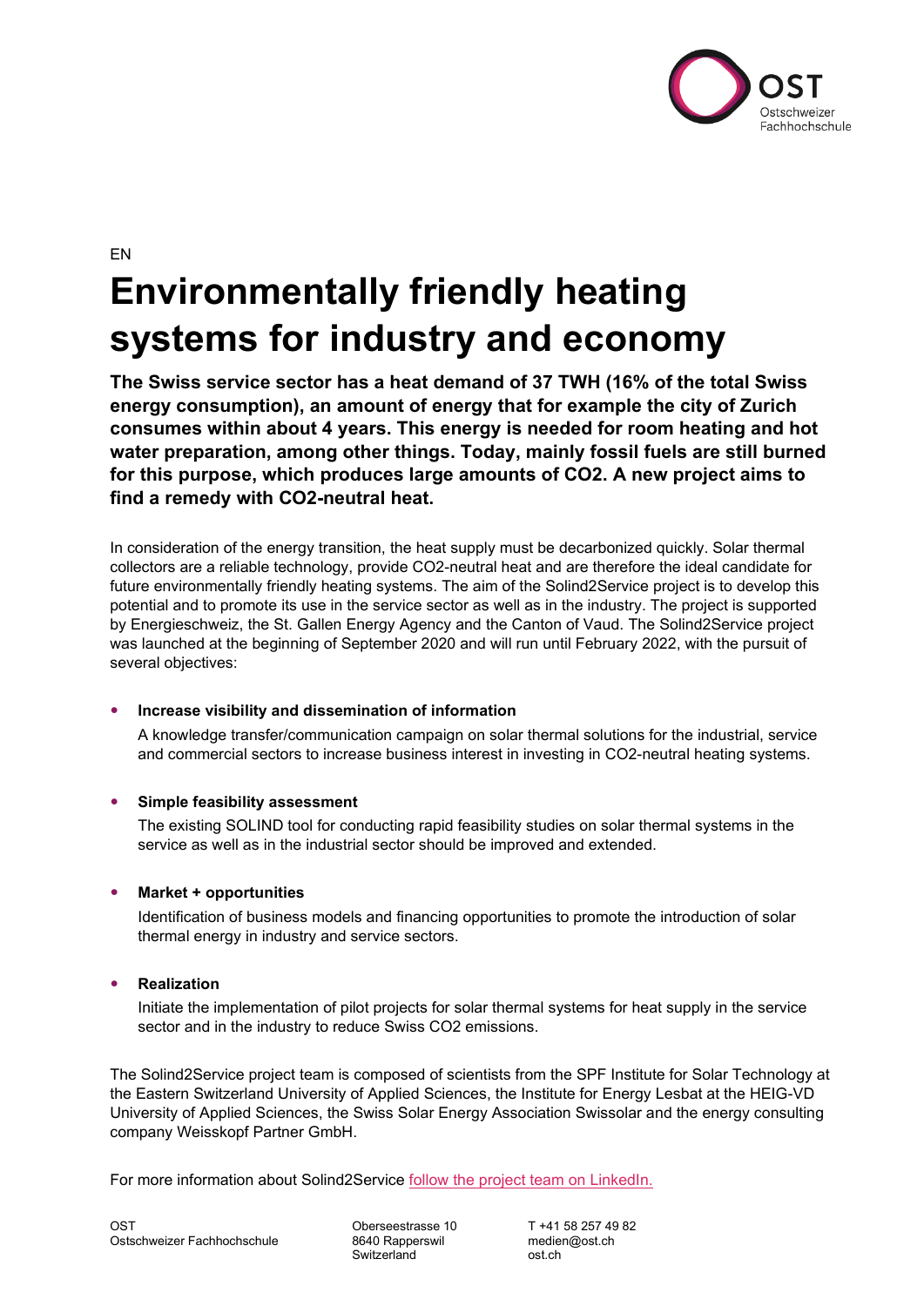EN

# Environmentally friendly heating systems for industry and economy

**The Swiss service sector has a heat demand of 37 TWH (16% of the total Swiss energy consumption), an amount of energy that for example the city of Zurich consumes within about 4 years. This energy is needed for room heating and hot water preparation, among other things. Today, mainly fossil fuels are still burned for this purpose, which produces large amounts of $CO_2$. A new project aims to find a remedy with $CO_2$-neutral heat.**

In consideration of the energy transition, the heat supply must be decarbonized quickly. Solar thermal collectors are a reliable technology, provide $CO_2$-neutral heat and are therefore the ideal candidate for future environmentally friendly heating systems. The aim of the Solind2Service project is to develop this potential and to promote its use in the service sector as well as in the industry. The project is supported by Energieschweiz, the St. Gallen Energy Agency and the Canton of Vaud. The Solind2Service project was launched at the beginning of September 2020 and will run until February 2022, with the pursuit of several objectives:

- **Increase visibility and dissemination of information**

  A knowledge transfer/communication campaign on solar thermal solutions for the industrial, service and commercial sectors to increase business interest in investing in $CO_2$-neutral heating systems.

- **Simple feasibility assessment**

  The existing SOLIND tool for conducting rapid feasibility studies on solar thermal systems in the service as well as in the industrial sector should be improved and extended.

- **Market + opportunities**

  Identification of business models and financing opportunities to promote the introduction of solar thermal energy in industry and service sectors.

- **Realization**

  Initiate the implementation of pilot projects for solar thermal systems for heat supply in the service sector and in the industry to reduce Swiss $CO_2$ emissions.

The Solind2Service project team is composed of scientists from the SPF Institute for Solar Technology at the Eastern Switzerland University of Applied Sciences, the Institute for Energy Lesbat at the HEIG-VD University of Applied Sciences, the Swiss Solar Energy Association Swissolar and the energy consulting company Weisskopf Partner GmbH.

For more information about Solind2Service follow the project team on LinkedIn.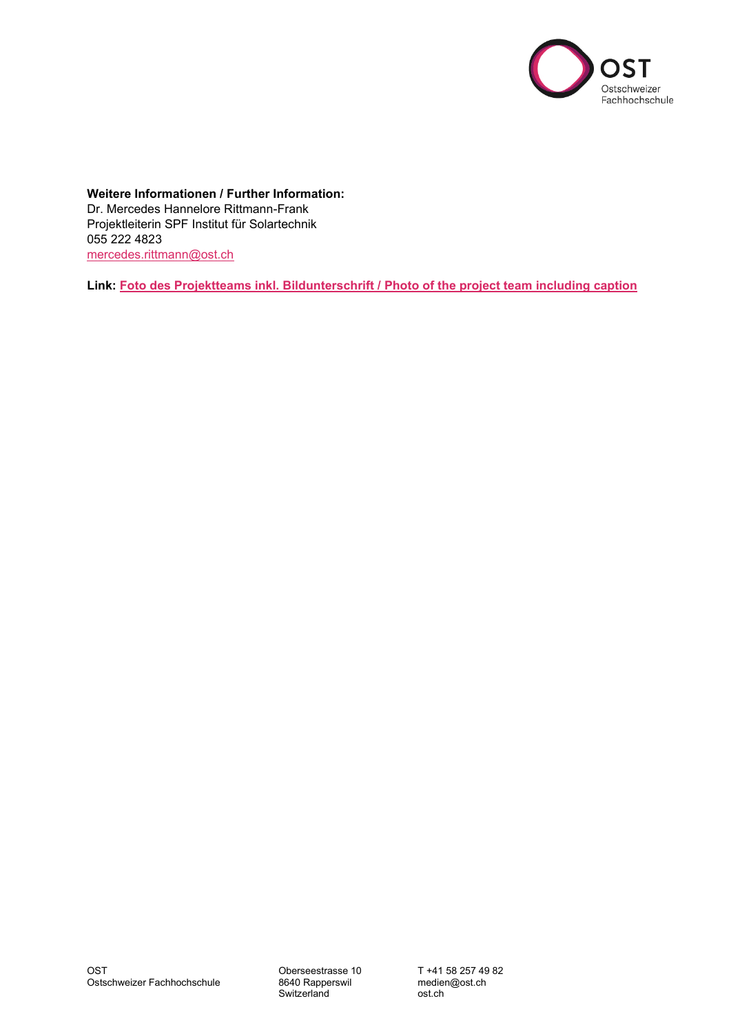**Weitere Informationen / Further Information:**
Dr. Mercedes Hannelore Rittmann-Frank
Projektleiterin SPF Institut für Solartechnik
055 222 4823
mercedes.rittmann@ost.ch

**Link: Foto des Projektteams inkl. Bildunterschrift / Photo of the project team including caption**